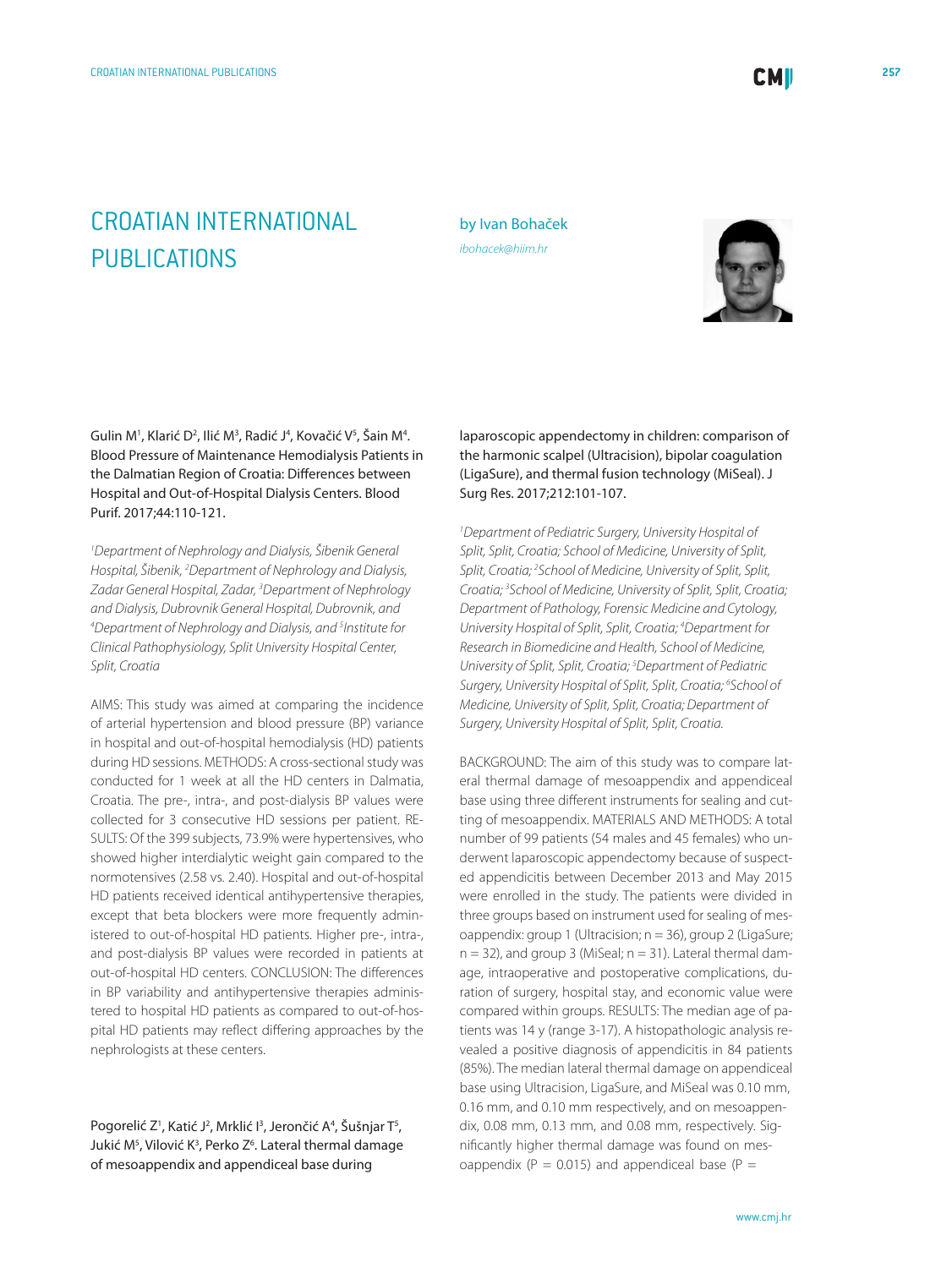# CROATIAN INTERNATIONAL PUBLICATIONS

by Ivan Bohaček

*ibohacek@hiim.hr*

Gulin M[1], Klarić D[2], Ilić M[3], Radić J[4], Kovačić V[5], Šain M[4]. Blood Pressure of Maintenance Hemodialysis Patients in the Dalmatian Region of Croatia: Differences between Hospital and Out-of-Hospital Dialysis Centers. Blood Purif. 2017;44:110-121.

*[1]Department of Nephrology and Dialysis, Šibenik General Hospital, Šibenik, [2]Department of Nephrology and Dialysis, Zadar General Hospital, Zadar, [3]Department of Nephrology and Dialysis, Dubrovnik General Hospital, Dubrovnik, and [4]Department of Nephrology and Dialysis, and [5]Institute for Clinical Pathophysiology, Split University Hospital Center, Split, Croatia*

AIMS: This study was aimed at comparing the incidence of arterial hypertension and blood pressure (BP) variance in hospital and out-of-hospital hemodialysis (HD) patients during HD sessions. METHODS: A cross-sectional study was conducted for 1 week at all the HD centers in Dalmatia, Croatia. The pre-, intra-, and post-dialysis BP values were collected for 3 consecutive HD sessions per patient. RESULTS: Of the 399 subjects, 73.9% were hypertensives, who showed higher interdialytic weight gain compared to the normotensives (2.58 vs. 2.40). Hospital and out-of-hospital HD patients received identical antihypertensive therapies, except that beta blockers were more frequently administered to out-of-hospital HD patients. Higher pre-, intra-, and post-dialysis BP values were recorded in patients at out-of-hospital HD centers. CONCLUSION: The differences in BP variability and antihypertensive therapies administered to hospital HD patients as compared to out-of-hospital HD patients may reflect differing approaches by the nephrologists at these centers.

Pogorelić Z[1], Katić J[2], Mrklić I[3], Jerončić A[4], Šušnjar T[5], Jukić M[5], Vilović K[3], Perko Z[6]. Lateral thermal damage of mesoappendix and appendiceal base during laparoscopic appendectomy in children: comparison of the harmonic scalpel (Ultracision), bipolar coagulation (LigaSure), and thermal fusion technology (MiSeal). J Surg Res. 2017;212:101-107.

*[1]Department of Pediatric Surgery, University Hospital of Split, Split, Croatia; School of Medicine, University of Split, Split, Croatia; [2]School of Medicine, University of Split, Split, Croatia; [3]School of Medicine, University of Split, Split, Croatia; Department of Pathology, Forensic Medicine and Cytology, University Hospital of Split, Split, Croatia; [4]Department for Research in Biomedicine and Health, School of Medicine, University of Split, Split, Croatia; [5]Department of Pediatric Surgery, University Hospital of Split, Split, Croatia; [6]School of Medicine, University of Split, Split, Croatia; Department of Surgery, University Hospital of Split, Split, Croatia.*

BACKGROUND: The aim of this study was to compare lateral thermal damage of mesoappendix and appendiceal base using three different instruments for sealing and cutting of mesoappendix. MATERIALS AND METHODS: A total number of 99 patients (54 males and 45 females) who underwent laparoscopic appendectomy because of suspected appendicitis between December 2013 and May 2015 were enrolled in the study. The patients were divided in three groups based on instrument used for sealing of mesoappendix: group 1 (Ultracision; n = 36), group 2 (LigaSure; n = 32), and group 3 (MiSeal; n = 31). Lateral thermal damage, intraoperative and postoperative complications, duration of surgery, hospital stay, and economic value were compared within groups. RESULTS: The median age of patients was 14 y (range 3-17). A histopathologic analysis revealed a positive diagnosis of appendicitis in 84 patients (85%). The median lateral thermal damage on appendiceal base using Ultracision, LigaSure, and MiSeal was 0.10 mm, 0.16 mm, and 0.10 mm respectively, and on mesoappendix, 0.08 mm, 0.13 mm, and 0.08 mm, respectively. Significantly higher thermal damage was found on mesoappendix ($P = 0.015$) and appendiceal base ($P =$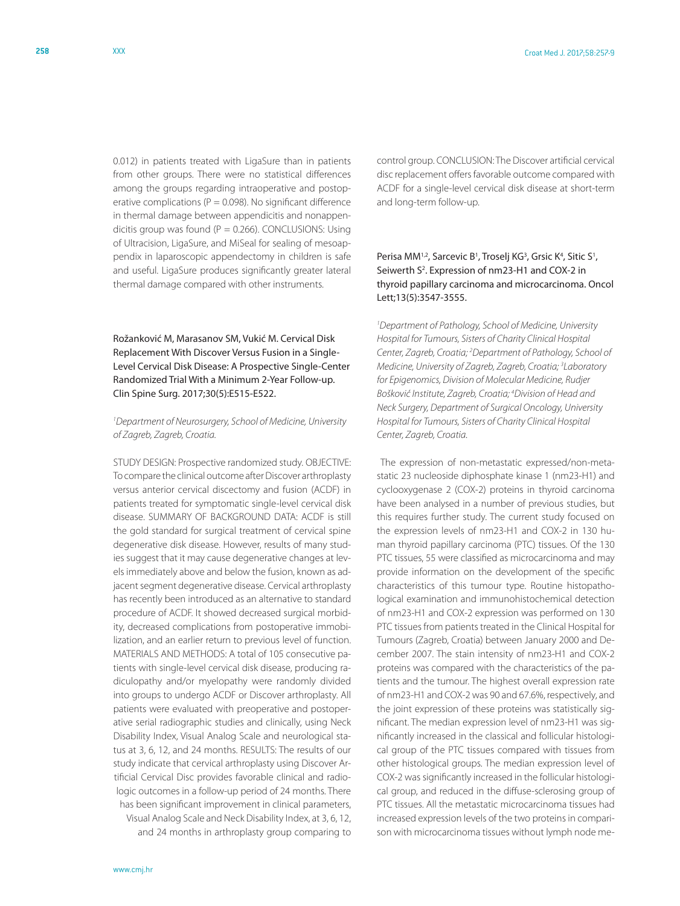0.012) in patients treated with LigaSure than in patients from other groups. There were no statistical differences among the groups regarding intraoperative and postoperative complications (P = 0.098). No significant difference in thermal damage between appendicitis and nonappendicitis group was found (P = 0.266). CONCLUSIONS: Using of Ultracision, LigaSure, and MiSeal for sealing of mesoappendix in laparoscopic appendectomy in children is safe and useful. LigaSure produces significantly greater lateral thermal damage compared with other instruments.

Rožanković M, Marasanov SM, Vukić M. Cervical Disk Replacement With Discover Versus Fusion in a Single-Level Cervical Disk Disease: A Prospective Single-Center Randomized Trial With a Minimum 2-Year Follow-up. Clin Spine Surg. 2017;30(5):E515-E522.

*[1]Department of Neurosurgery, School of Medicine, University of Zagreb, Zagreb, Croatia.*

STUDY DESIGN: Prospective randomized study. OBJECTIVE: To compare the clinical outcome after Discover arthroplasty versus anterior cervical discectomy and fusion (ACDF) in patients treated for symptomatic single-level cervical disk disease. SUMMARY OF BACKGROUND DATA: ACDF is still the gold standard for surgical treatment of cervical spine degenerative disk disease. However, results of many studies suggest that it may cause degenerative changes at levels immediately above and below the fusion, known as adjacent segment degenerative disease. Cervical arthroplasty has recently been introduced as an alternative to standard procedure of ACDF. It showed decreased surgical morbidity, decreased complications from postoperative immobilization, and an earlier return to previous level of function. MATERIALS AND METHODS: A total of 105 consecutive patients with single-level cervical disk disease, producing radiculopathy and/or myelopathy were randomly divided into groups to undergo ACDF or Discover arthroplasty. All patients were evaluated with preoperative and postoperative serial radiographic studies and clinically, using Neck Disability Index, Visual Analog Scale and neurological status at 3, 6, 12, and 24 months. RESULTS: The results of our study indicate that cervical arthroplasty using Discover Artificial Cervical Disc provides favorable clinical and radiologic outcomes in a follow-up period of 24 months. There has been significant improvement in clinical parameters, Visual Analog Scale and Neck Disability Index, at 3, 6, 12, and 24 months in arthroplasty group comparing to control group. CONCLUSION: The Discover artificial cervical disc replacement offers favorable outcome compared with ACDF for a single-level cervical disk disease at short-term and long-term follow-up.

Perisa MM[1,2], Sarcevic B[1], Troselj KG[3], Grsic K[4], Sitic S[1], Seiwerth S[2]. Expression of nm23-H1 and COX-2 in thyroid papillary carcinoma and microcarcinoma. Oncol Lett;13(5):3547-3555.

*[1]Department of Pathology, School of Medicine, University Hospital for Tumours, Sisters of Charity Clinical Hospital Center, Zagreb, Croatia; [2]Department of Pathology, School of Medicine, University of Zagreb, Zagreb, Croatia; [3]Laboratory for Epigenomics, Division of Molecular Medicine, Rudjer Bošković Institute, Zagreb, Croatia; [4]Division of Head and Neck Surgery, Department of Surgical Oncology, University Hospital for Tumours, Sisters of Charity Clinical Hospital Center, Zagreb, Croatia.*

The expression of non-metastatic expressed/non-metastatic 23 nucleoside diphosphate kinase 1 (nm23-H1) and cyclooxygenase 2 (COX-2) proteins in thyroid carcinoma have been analysed in a number of previous studies, but this requires further study. The current study focused on the expression levels of nm23-H1 and COX-2 in 130 human thyroid papillary carcinoma (PTC) tissues. Of the 130 PTC tissues, 55 were classified as microcarcinoma and may provide information on the development of the specific characteristics of this tumour type. Routine histopathological examination and immunohistochemical detection of nm23-H1 and COX-2 expression was performed on 130 PTC tissues from patients treated in the Clinical Hospital for Tumours (Zagreb, Croatia) between January 2000 and December 2007. The stain intensity of nm23-H1 and COX-2 proteins was compared with the characteristics of the patients and the tumour. The highest overall expression rate of nm23-H1 and COX-2 was 90 and 67.6%, respectively, and the joint expression of these proteins was statistically significant. The median expression level of nm23-H1 was significantly increased in the classical and follicular histological group of the PTC tissues compared with tissues from other histological groups. The median expression level of COX-2 was significantly increased in the follicular histological group, and reduced in the diffuse-sclerosing group of PTC tissues. All the metastatic microcarcinoma tissues had increased expression levels of the two proteins in comparison with microcarcinoma tissues without lymph node me-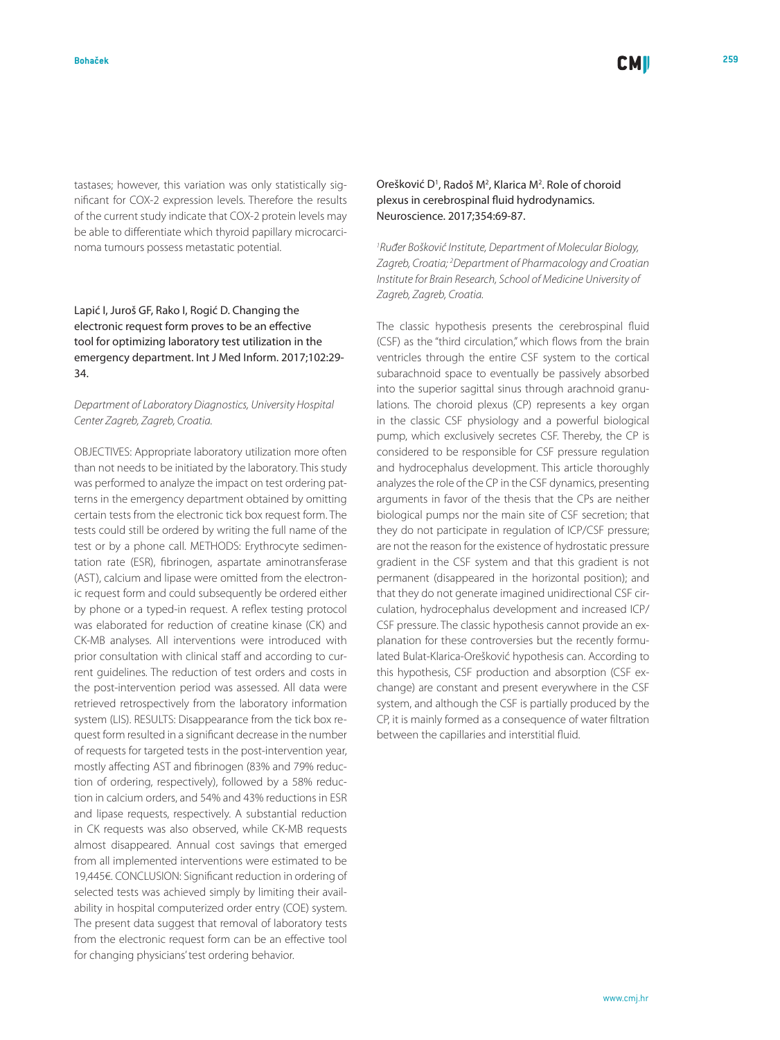tastases; however, this variation was only statistically significant for COX-2 expression levels. Therefore the results of the current study indicate that COX-2 protein levels may be able to differentiate which thyroid papillary microcarcinoma tumours possess metastatic potential.

Lapić I, Juroš GF, Rako I, Rogić D. Changing the electronic request form proves to be an effective tool for optimizing laboratory test utilization in the emergency department. Int J Med Inform. 2017;102:29-34.

*Department of Laboratory Diagnostics, University Hospital Center Zagreb, Zagreb, Croatia.*

OBJECTIVES: Appropriate laboratory utilization more often than not needs to be initiated by the laboratory. This study was performed to analyze the impact on test ordering patterns in the emergency department obtained by omitting certain tests from the electronic tick box request form. The tests could still be ordered by writing the full name of the test or by a phone call. METHODS: Erythrocyte sedimentation rate (ESR), fibrinogen, aspartate aminotransferase (AST), calcium and lipase were omitted from the electronic request form and could subsequently be ordered either by phone or a typed-in request. A reflex testing protocol was elaborated for reduction of creatine kinase (CK) and CK-MB analyses. All interventions were introduced with prior consultation with clinical staff and according to current guidelines. The reduction of test orders and costs in the post-intervention period was assessed. All data were retrieved retrospectively from the laboratory information system (LIS). RESULTS: Disappearance from the tick box request form resulted in a significant decrease in the number of requests for targeted tests in the post-intervention year, mostly affecting AST and fibrinogen (83% and 79% reduction of ordering, respectively), followed by a 58% reduction in calcium orders, and 54% and 43% reductions in ESR and lipase requests, respectively. A substantial reduction in CK requests was also observed, while CK-MB requests almost disappeared. Annual cost savings that emerged from all implemented interventions were estimated to be 19,445€. CONCLUSION: Significant reduction in ordering of selected tests was achieved simply by limiting their availability in hospital computerized order entry (COE) system. The present data suggest that removal of laboratory tests from the electronic request form can be an effective tool for changing physicians' test ordering behavior.

Orešković D[1], Radoš M[2], Klarica M[2]. Role of choroid plexus in cerebrospinal fluid hydrodynamics. Neuroscience. 2017;354:69-87.

*[1]Ruđer Bošković Institute, Department of Molecular Biology, Zagreb, Croatia; [2]Department of Pharmacology and Croatian Institute for Brain Research, School of Medicine University of Zagreb, Zagreb, Croatia.*

The classic hypothesis presents the cerebrospinal fluid (CSF) as the "third circulation," which flows from the brain ventricles through the entire CSF system to the cortical subarachnoid space to eventually be passively absorbed into the superior sagittal sinus through arachnoid granulations. The choroid plexus (CP) represents a key organ in the classic CSF physiology and a powerful biological pump, which exclusively secretes CSF. Thereby, the CP is considered to be responsible for CSF pressure regulation and hydrocephalus development. This article thoroughly analyzes the role of the CP in the CSF dynamics, presenting arguments in favor of the thesis that the CPs are neither biological pumps nor the main site of CSF secretion; that they do not participate in regulation of ICP/CSF pressure; are not the reason for the existence of hydrostatic pressure gradient in the CSF system and that this gradient is not permanent (disappeared in the horizontal position); and that they do not generate imagined unidirectional CSF circulation, hydrocephalus development and increased ICP/CSF pressure. The classic hypothesis cannot provide an explanation for these controversies but the recently formulated Bulat-Klarica-Orešković hypothesis can. According to this hypothesis, CSF production and absorption (CSF exchange) are constant and present everywhere in the CSF system, and although the CSF is partially produced by the CP, it is mainly formed as a consequence of water filtration between the capillaries and interstitial fluid.